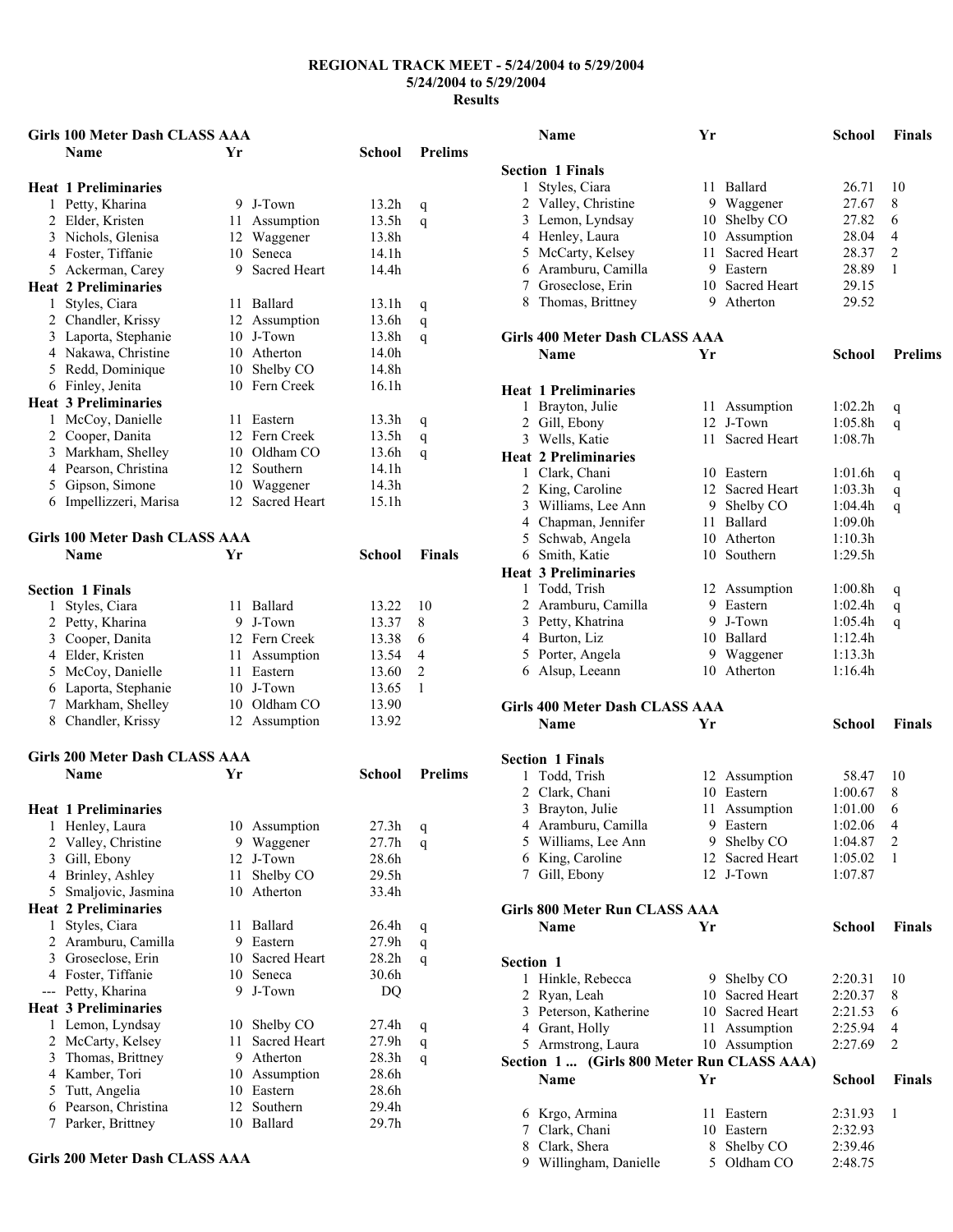# REGIONAL TRACK MEET - 5/24/2004 to 5/29/2004

**5/24/2004 to 5/29/2004**

**Results**

## Girls 100 Meter Dash CLASS AAA

| | Name | Yr | School | Prelims | |
|---|---|---|---|---|---|
| **Heat 1 Preliminaries** | | | | | |
| 1 | Petty, Kharina | 9 | J-Town | 13.2h | q |
| 2 | Elder, Kristen | 11 | Assumption | 13.5h | q |
| 3 | Nichols, Glenisa | 12 | Waggener | 13.8h | |
| 4 | Foster, Tiffanie | 10 | Seneca | 14.1h | |
| 5 | Ackerman, Carey | 9 | Sacred Heart | 14.4h | |
| **Heat 2 Preliminaries** | | | | | |
| 1 | Styles, Ciara | 11 | Ballard | 13.1h | q |
| 2 | Chandler, Krissy | 12 | Assumption | 13.6h | q |
| 3 | Laporta, Stephanie | 10 | J-Town | 13.8h | q |
| 4 | Nakawa, Christine | 10 | Atherton | 14.0h | |
| 5 | Redd, Dominique | 10 | Shelby CO | 14.8h | |
| 6 | Finley, Jenita | 10 | Fern Creek | 16.1h | |
| **Heat 3 Preliminaries** | | | | | |
| 1 | McCoy, Danielle | 11 | Eastern | 13.3h | q |
| 2 | Cooper, Danita | 12 | Fern Creek | 13.5h | q |
| 3 | Markham, Shelley | 10 | Oldham CO | 13.6h | q |
| 4 | Pearson, Christina | 12 | Southern | 14.1h | |
| 5 | Gipson, Simone | 10 | Waggener | 14.3h | |
| 6 | Impellizzeri, Marisa | 12 | Sacred Heart | 15.1h | |

## Girls 100 Meter Dash CLASS AAA

| | Name | Yr | School | Finals | |
|---|---|---|---|---|---|
| **Section 1 Finals** | | | | | |
| 1 | Styles, Ciara | 11 | Ballard | 13.22 | 10 |
| 2 | Petty, Kharina | 9 | J-Town | 13.37 | 8 |
| 3 | Cooper, Danita | 12 | Fern Creek | 13.38 | 6 |
| 4 | Elder, Kristen | 11 | Assumption | 13.54 | 4 |
| 5 | McCoy, Danielle | 11 | Eastern | 13.60 | 2 |
| 6 | Laporta, Stephanie | 10 | J-Town | 13.65 | 1 |
| 7 | Markham, Shelley | 10 | Oldham CO | 13.90 | |
| 8 | Chandler, Krissy | 12 | Assumption | 13.92 | |

## Girls 200 Meter Dash CLASS AAA

| | Name | Yr | School | Prelims | |
|---|---|---|---|---|---|
| **Heat 1 Preliminaries** | | | | | |
| 1 | Henley, Laura | 10 | Assumption | 27.3h | q |
| 2 | Valley, Christine | 9 | Waggener | 27.7h | q |
| 3 | Gill, Ebony | 12 | J-Town | 28.6h | |
| 4 | Brinley, Ashley | 11 | Shelby CO | 29.5h | |
| 5 | Smaljovic, Jasmina | 10 | Atherton | 33.4h | |
| **Heat 2 Preliminaries** | | | | | |
| 1 | Styles, Ciara | 11 | Ballard | 26.4h | q |
| 2 | Aramburu, Camilla | 9 | Eastern | 27.9h | q |
| 3 | Groseclose, Erin | 10 | Sacred Heart | 28.2h | q |
| 4 | Foster, Tiffanie | 10 | Seneca | 30.6h | |
| --- | Petty, Kharina | 9 | J-Town | DQ | |
| **Heat 3 Preliminaries** | | | | | |
| 1 | Lemon, Lyndsay | 10 | Shelby CO | 27.4h | q |
| 2 | McCarty, Kelsey | 11 | Sacred Heart | 27.9h | q |
| 3 | Thomas, Brittney | 9 | Atherton | 28.3h | q |
| 4 | Kamber, Tori | 10 | Assumption | 28.6h | |
| 5 | Tutt, Angelia | 10 | Eastern | 28.6h | |
| 6 | Pearson, Christina | 12 | Southern | 29.4h | |
| 7 | Parker, Brittney | 10 | Ballard | 29.7h | |

## Girls 200 Meter Dash CLASS AAA

| | Name | Yr | School | Finals | |
|---|---|---|---|---|---|
| **Section 1 Finals** | | | | | |
| 1 | Styles, Ciara | 11 | Ballard | 26.71 | 10 |
| 2 | Valley, Christine | 9 | Waggener | 27.67 | 8 |
| 3 | Lemon, Lyndsay | 10 | Shelby CO | 27.82 | 6 |
| 4 | Henley, Laura | 10 | Assumption | 28.04 | 4 |
| 5 | McCarty, Kelsey | 11 | Sacred Heart | 28.37 | 2 |
| 6 | Aramburu, Camilla | 9 | Eastern | 28.89 | 1 |
| 7 | Groseclose, Erin | 10 | Sacred Heart | 29.15 | |
| 8 | Thomas, Brittney | 9 | Atherton | 29.52 | |

## Girls 400 Meter Dash CLASS AAA

| | Name | Yr | School | Prelims | |
|---|---|---|---|---|---|
| **Heat 1 Preliminaries** | | | | | |
| 1 | Brayton, Julie | 11 | Assumption | 1:02.2h | q |
| 2 | Gill, Ebony | 12 | J-Town | 1:05.8h | q |
| 3 | Wells, Katie | 11 | Sacred Heart | 1:08.7h | |
| **Heat 2 Preliminaries** | | | | | |
| 1 | Clark, Chani | 10 | Eastern | 1:01.6h | q |
| 2 | King, Caroline | 12 | Sacred Heart | 1:03.3h | q |
| 3 | Williams, Lee Ann | 9 | Shelby CO | 1:04.4h | q |
| 4 | Chapman, Jennifer | 11 | Ballard | 1:09.0h | |
| 5 | Schwab, Angela | 10 | Atherton | 1:10.3h | |
| 6 | Smith, Katie | 10 | Southern | 1:29.5h | |
| **Heat 3 Preliminaries** | | | | | |
| 1 | Todd, Trish | 12 | Assumption | 1:00.8h | q |
| 2 | Aramburu, Camilla | 9 | Eastern | 1:02.4h | q |
| 3 | Petty, Khatrina | 9 | J-Town | 1:05.4h | q |
| 4 | Burton, Liz | 10 | Ballard | 1:12.4h | |
| 5 | Porter, Angela | 9 | Waggener | 1:13.3h | |
| 6 | Alsup, Leeann | 10 | Atherton | 1:16.4h | |

## Girls 400 Meter Dash CLASS AAA

| | Name | Yr | School | Finals | |
|---|---|---|---|---|---|
| **Section 1 Finals** | | | | | |
| 1 | Todd, Trish | 12 | Assumption | 58.47 | 10 |
| 2 | Clark, Chani | 10 | Eastern | 1:00.67 | 8 |
| 3 | Brayton, Julie | 11 | Assumption | 1:01.00 | 6 |
| 4 | Aramburu, Camilla | 9 | Eastern | 1:02.06 | 4 |
| 5 | Williams, Lee Ann | 9 | Shelby CO | 1:04.87 | 2 |
| 6 | King, Caroline | 12 | Sacred Heart | 1:05.02 | 1 |
| 7 | Gill, Ebony | 12 | J-Town | 1:07.87 | |

## Girls 800 Meter Run CLASS AAA

| | Name | Yr | School | Finals | |
|---|---|---|---|---|---|
| **Section 1** | | | | | |
| 1 | Hinkle, Rebecca | 9 | Shelby CO | 2:20.31 | 10 |
| 2 | Ryan, Leah | 10 | Sacred Heart | 2:20.37 | 8 |
| 3 | Peterson, Katherine | 10 | Sacred Heart | 2:21.53 | 6 |
| 4 | Grant, Holly | 11 | Assumption | 2:25.94 | 4 |
| 5 | Armstrong, Laura | 10 | Assumption | 2:27.69 | 2 |
| **Section 1 ... (Girls 800 Meter Run CLASS AAA)** | | | | | |
| 6 | Krgo, Armina | 11 | Eastern | 2:31.93 | 1 |
| 7 | Clark, Chani | 10 | Eastern | 2:32.93 | |
| 8 | Clark, Shera | 8 | Shelby CO | 2:39.46 | |
| 9 | Willingham, Danielle | 5 | Oldham CO | 2:48.75 | |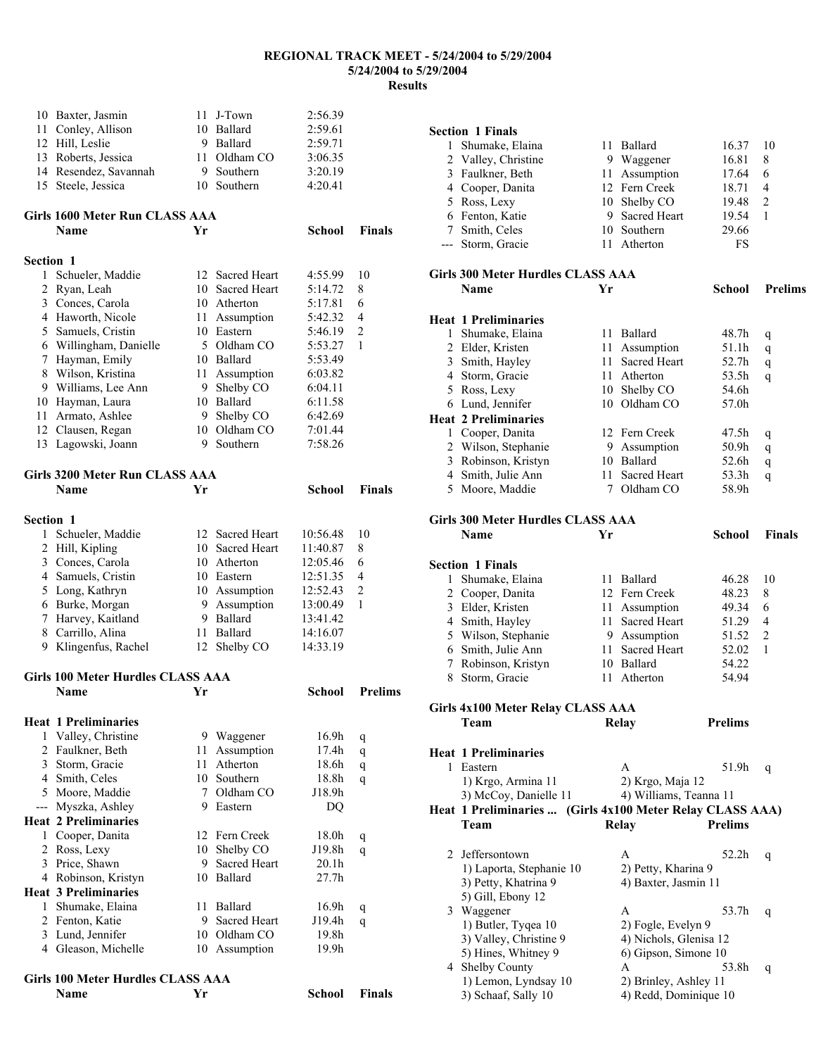# REGIONAL TRACK MEET - 5/24/2004 to 5/29/2004
## 5/24/2004 to 5/29/2004
## Results

| | Name | Yr | School | Finals | |
|---|---|---|---|---|---|
| 10 | Baxter, Jasmin | 11 | J-Town | 2:56.39 | |
| 11 | Conley, Allison | 10 | Ballard | 2:59.61 | |
| 12 | Hill, Leslie | 9 | Ballard | 2:59.71 | |
| 13 | Roberts, Jessica | 11 | Oldham CO | 3:06.35 | |
| 14 | Resendez, Savannah | 9 | Southern | 3:20.19 | |
| 15 | Steele, Jessica | 10 | Southern | 4:20.41 | |

### Girls 1600 Meter Run CLASS AAA

**Section 1**

| | Name | Yr | School | Finals | |
|---|---|---|---|---|---|
| 1 | Schueler, Maddie | 12 | Sacred Heart | 4:55.99 | 10 |
| 2 | Ryan, Leah | 10 | Sacred Heart | 5:14.72 | 8 |
| 3 | Conces, Carola | 10 | Atherton | 5:17.81 | 6 |
| 4 | Haworth, Nicole | 11 | Assumption | 5:42.32 | 4 |
| 5 | Samuels, Cristin | 10 | Eastern | 5:46.19 | 2 |
| 6 | Willingham, Danielle | 5 | Oldham CO | 5:53.27 | 1 |
| 7 | Hayman, Emily | 10 | Ballard | 5:53.49 | |
| 8 | Wilson, Kristina | 11 | Assumption | 6:03.82 | |
| 9 | Williams, Lee Ann | 9 | Shelby CO | 6:04.11 | |
| 10 | Hayman, Laura | 10 | Ballard | 6:11.58 | |
| 11 | Armato, Ashlee | 9 | Shelby CO | 6:42.69 | |
| 12 | Clausen, Regan | 10 | Oldham CO | 7:01.44 | |
| 13 | Lagowski, Joann | 9 | Southern | 7:58.26 | |

### Girls 3200 Meter Run CLASS AAA

**Section 1**

| | Name | Yr | School | Finals | |
|---|---|---|---|---|---|
| 1 | Schueler, Maddie | 12 | Sacred Heart | 10:56.48 | 10 |
| 2 | Hill, Kipling | 10 | Sacred Heart | 11:40.87 | 8 |
| 3 | Conces, Carola | 10 | Atherton | 12:05.46 | 6 |
| 4 | Samuels, Cristin | 10 | Eastern | 12:51.35 | 4 |
| 5 | Long, Kathryn | 10 | Assumption | 12:52.43 | 2 |
| 6 | Burke, Morgan | 9 | Assumption | 13:00.49 | 1 |
| 7 | Harvey, Kaitland | 9 | Ballard | 13:41.42 | |
| 8 | Carrillo, Alina | 11 | Ballard | 14:16.07 | |
| 9 | Klingenfus, Rachel | 12 | Shelby CO | 14:33.19 | |

### Girls 100 Meter Hurdles CLASS AAA

| | Name | Yr | School | Prelims | |
|---|---|---|---|---|---|
| **Heat 1 Preliminaries** | | | | | |
| 1 | Valley, Christine | 9 | Waggener | 16.9h | q |
| 2 | Faulkner, Beth | 11 | Assumption | 17.4h | q |
| 3 | Storm, Gracie | 11 | Atherton | 18.6h | q |
| 4 | Smith, Celes | 10 | Southern | 18.8h | q |
| 5 | Moore, Maddie | 7 | Oldham CO | J18.9h | |
| --- | Myszka, Ashley | 9 | Eastern | DQ | |
| **Heat 2 Preliminaries** | | | | | |
| 1 | Cooper, Danita | 12 | Fern Creek | 18.0h | q |
| 2 | Ross, Lexy | 10 | Shelby CO | J19.8h | q |
| 3 | Price, Shawn | 9 | Sacred Heart | 20.1h | |
| 4 | Robinson, Kristyn | 10 | Ballard | 27.7h | |
| **Heat 3 Preliminaries** | | | | | |
| 1 | Shumake, Elaina | 11 | Ballard | 16.9h | q |
| 2 | Fenton, Katie | 9 | Sacred Heart | J19.4h | q |
| 3 | Lund, Jennifer | 10 | Oldham CO | 19.8h | |
| 4 | Gleason, Michelle | 10 | Assumption | 19.9h | |

### Girls 100 Meter Hurdles CLASS AAA

**Section 1 Finals**

| | Name | Yr | School | Finals | |
|---|---|---|---|---|---|
| 1 | Shumake, Elaina | 11 | Ballard | 16.37 | 10 |
| 2 | Valley, Christine | 9 | Waggener | 16.81 | 8 |
| 3 | Faulkner, Beth | 11 | Assumption | 17.64 | 6 |
| 4 | Cooper, Danita | 12 | Fern Creek | 18.71 | 4 |
| 5 | Ross, Lexy | 10 | Shelby CO | 19.48 | 2 |
| 6 | Fenton, Katie | 9 | Sacred Heart | 19.54 | 1 |
| 7 | Smith, Celes | 10 | Southern | 29.66 | |
| --- | Storm, Gracie | 11 | Atherton | FS | |

### Girls 300 Meter Hurdles CLASS AAA

| | Name | Yr | School | Prelims | |
|---|---|---|---|---|---|
| **Heat 1 Preliminaries** | | | | | |
| 1 | Shumake, Elaina | 11 | Ballard | 48.7h | q |
| 2 | Elder, Kristen | 11 | Assumption | 51.1h | q |
| 3 | Smith, Hayley | 11 | Sacred Heart | 52.7h | q |
| 4 | Storm, Gracie | 11 | Atherton | 53.5h | q |
| 5 | Ross, Lexy | 10 | Shelby CO | 54.6h | |
| 6 | Lund, Jennifer | 10 | Oldham CO | 57.0h | |
| **Heat 2 Preliminaries** | | | | | |
| 1 | Cooper, Danita | 12 | Fern Creek | 47.5h | q |
| 2 | Wilson, Stephanie | 9 | Assumption | 50.9h | q |
| 3 | Robinson, Kristyn | 10 | Ballard | 52.6h | q |
| 4 | Smith, Julie Ann | 11 | Sacred Heart | 53.3h | q |
| 5 | Moore, Maddie | 7 | Oldham CO | 58.9h | |

### Girls 300 Meter Hurdles CLASS AAA

**Section 1 Finals**

| | Name | Yr | School | Finals | |
|---|---|---|---|---|---|
| 1 | Shumake, Elaina | 11 | Ballard | 46.28 | 10 |
| 2 | Cooper, Danita | 12 | Fern Creek | 48.23 | 8 |
| 3 | Elder, Kristen | 11 | Assumption | 49.34 | 6 |
| 4 | Smith, Hayley | 11 | Sacred Heart | 51.29 | 4 |
| 5 | Wilson, Stephanie | 9 | Assumption | 51.52 | 2 |
| 6 | Smith, Julie Ann | 11 | Sacred Heart | 52.02 | 1 |
| 7 | Robinson, Kristyn | 10 | Ballard | 54.22 | |
| 8 | Storm, Gracie | 11 | Atherton | 54.94 | |

### Girls 4x100 Meter Relay CLASS AAA

**Heat 1 Preliminaries**

| | Team | Relay | Prelims | |
|---|---|---|---|---|
| 1 | Eastern | A | 51.9h | q |
| | 1) Krgo, Armina 11 | 2) Krgo, Maja 12 | | |
| | 3) McCoy, Danielle 11 | 4) Williams, Teanna 11 | | |
| 2 | Jeffersontown | A | 52.2h | q |
| | 1) Laporta, Stephanie 10 | 2) Petty, Kharina 9 | | |
| | 3) Petty, Khatrina 9 | 4) Baxter, Jasmin 11 | | |
| | 5) Gill, Ebony 12 | | | |
| 3 | Waggener | A | 53.7h | q |
| | 1) Butler, Tyqea 10 | 2) Fogle, Evelyn 9 | | |
| | 3) Valley, Christine 9 | 4) Nichols, Glenisa 12 | | |
| | 5) Hines, Whitney 9 | 6) Gipson, Simone 10 | | |
| 4 | Shelby County | A | 53.8h | q |
| | 1) Lemon, Lyndsay 10 | 2) Brinley, Ashley 11 | | |
| | 3) Schaaf, Sally 10 | 4) Redd, Dominique 10 | | |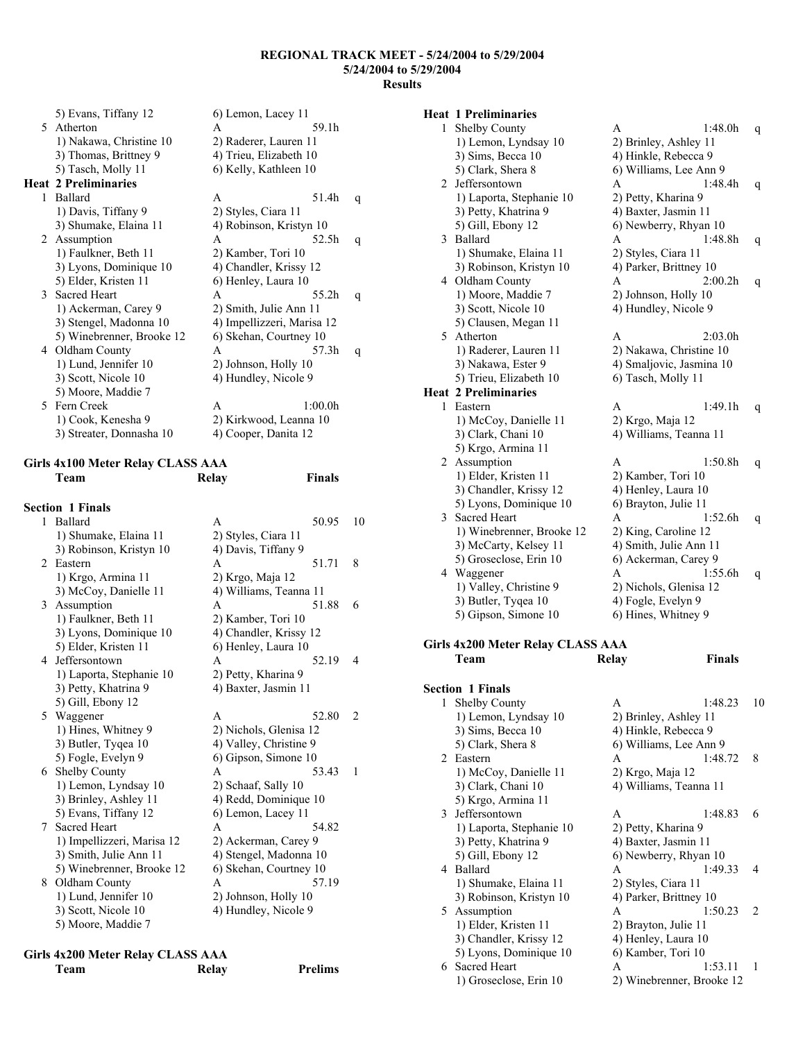**REGIONAL TRACK MEET - 5/24/2004 to 5/29/2004**
**5/24/2004 to 5/29/2004**
**Results**

```
    5) Evans, Tiffany 12           6) Lemon, Lacey 11
  5 Atherton                       A                59.1h
    1) Nakawa, Christine 10        2) Raderer, Lauren 11
    3) Thomas, Brittney 9          4) Trieu, Elizabeth 10
    5) Tasch, Molly 11             6) Kelly, Kathleen 10
Heat  2 Preliminaries
  1 Ballard                        A                51.4h   q
    1) Davis, Tiffany 9            2) Styles, Ciara 11
    3) Shumake, Elaina 11          4) Robinson, Kristyn 10
  2 Assumption                     A                52.5h   q
    1) Faulkner, Beth 11           2) Kamber, Tori 10
    3) Lyons, Dominique 10         4) Chandler, Krissy 12
    5) Elder, Kristen 11           6) Henley, Laura 10
  3 Sacred Heart                   A                55.2h   q
    1) Ackerman, Carey 9           2) Smith, Julie Ann 11
    3) Stengel, Madonna 10         4) Impellizzeri, Marisa 12
    5) Winebrenner, Brooke 12      6) Skehan, Courtney 10
  4 Oldham County                  A                57.3h   q
    1) Lund, Jennifer 10           2) Johnson, Holly 10
    3) Scott, Nicole 10            4) Hundley, Nicole 9
    5) Moore, Maddie 7
  5 Fern Creek                     A              1:00.0h
    1) Cook, Kenesha 9             2) Kirkwood, Leanna 10
    3) Streater, Donnasha 10       4) Cooper, Danita 12
```

**Girls 4x100 Meter Relay CLASS AAA**

```
    Team                           Relay            Finals

Section  1 Finals
  1 Ballard                        A                50.95   10
    1) Shumake, Elaina 11          2) Styles, Ciara 11
    3) Robinson, Kristyn 10        4) Davis, Tiffany 9
  2 Eastern                        A                51.71   8
    1) Krgo, Armina 11             2) Krgo, Maja 12
    3) McCoy, Danielle 11          4) Williams, Teanna 11
  3 Assumption                     A                51.88   6
    1) Faulkner, Beth 11           2) Kamber, Tori 10
    3) Lyons, Dominique 10         4) Chandler, Krissy 12
    5) Elder, Kristen 11           6) Henley, Laura 10
  4 Jeffersontown                  A                52.19   4
    1) Laporta, Stephanie 10       2) Petty, Kharina 9
    3) Petty, Khatrina 9           4) Baxter, Jasmin 11
    5) Gill, Ebony 12
  5 Waggener                       A                52.80   2
    1) Hines, Whitney 9            2) Nichols, Glenisa 12
    3) Butler, Tyqea 10            4) Valley, Christine 9
    5) Fogle, Evelyn 9             6) Gipson, Simone 10
  6 Shelby County                  A                53.43   1
    1) Lemon, Lyndsay 10           2) Schaaf, Sally 10
    3) Brinley, Ashley 11          4) Redd, Dominique 10
    5) Evans, Tiffany 12           6) Lemon, Lacey 11
  7 Sacred Heart                   A                54.82
    1) Impellizzeri, Marisa 12     2) Ackerman, Carey 9
    3) Smith, Julie Ann 11         4) Stengel, Madonna 10
    5) Winebrenner, Brooke 12      6) Skehan, Courtney 10
  8 Oldham County                  A                57.19
    1) Lund, Jennifer 10           2) Johnson, Holly 10
    3) Scott, Nicole 10            4) Hundley, Nicole 9
    5) Moore, Maddie 7
```

**Girls 4x200 Meter Relay CLASS AAA**

```
    Team                           Relay            Prelims

Heat  1 Preliminaries
  1 Shelby County                  A              1:48.0h   q
    1) Lemon, Lyndsay 10           2) Brinley, Ashley 11
    3) Sims, Becca 10              4) Hinkle, Rebecca 9
    5) Clark, Shera 8              6) Williams, Lee Ann 9
  2 Jeffersontown                  A              1:48.4h   q
    1) Laporta, Stephanie 10       2) Petty, Kharina 9
    3) Petty, Khatrina 9           4) Baxter, Jasmin 11
    5) Gill, Ebony 12              6) Newberry, Rhyan 10
  3 Ballard                        A              1:48.8h   q
    1) Shumake, Elaina 11          2) Styles, Ciara 11
    3) Robinson, Kristyn 10        4) Parker, Brittney 10
  4 Oldham County                  A              2:00.2h   q
    1) Moore, Maddie 7             2) Johnson, Holly 10
    3) Scott, Nicole 10            4) Hundley, Nicole 9
    5) Clausen, Megan 11
  5 Atherton                       A              2:03.0h
    1) Raderer, Lauren 11          2) Nakawa, Christine 10
    3) Nakawa, Ester 9             4) Smaljovic, Jasmina 10
    5) Trieu, Elizabeth 10         6) Tasch, Molly 11
Heat  2 Preliminaries
  1 Eastern                        A              1:49.1h   q
    1) McCoy, Danielle 11          2) Krgo, Maja 12
    3) Clark, Chani 10             4) Williams, Teanna 11
    5) Krgo, Armina 11
  2 Assumption                     A              1:50.8h   q
    1) Elder, Kristen 11           2) Kamber, Tori 10
    3) Chandler, Krissy 12         4) Henley, Laura 10
    5) Lyons, Dominique 10         6) Brayton, Julie 11
  3 Sacred Heart                   A              1:52.6h   q
    1) Winebrenner, Brooke 12      2) King, Caroline 12
    3) McCarty, Kelsey 11          4) Smith, Julie Ann 11
    5) Groseclose, Erin 10         6) Ackerman, Carey 9
  4 Waggener                       A              1:55.6h   q
    1) Valley, Christine 9         2) Nichols, Glenisa 12
    3) Butler, Tyqea 10            4) Fogle, Evelyn 9
    5) Gipson, Simone 10           6) Hines, Whitney 9
```

**Girls 4x200 Meter Relay CLASS AAA**

```
    Team                           Relay            Finals

Section  1 Finals
  1 Shelby County                  A              1:48.23   10
    1) Lemon, Lyndsay 10           2) Brinley, Ashley 11
    3) Sims, Becca 10              4) Hinkle, Rebecca 9
    5) Clark, Shera 8              6) Williams, Lee Ann 9
  2 Eastern                        A              1:48.72   8
    1) McCoy, Danielle 11          2) Krgo, Maja 12
    3) Clark, Chani 10             4) Williams, Teanna 11
    5) Krgo, Armina 11
  3 Jeffersontown                  A              1:48.83   6
    1) Laporta, Stephanie 10       2) Petty, Kharina 9
    3) Petty, Khatrina 9           4) Baxter, Jasmin 11
    5) Gill, Ebony 12              6) Newberry, Rhyan 10
  4 Ballard                        A              1:49.33   4
    1) Shumake, Elaina 11          2) Styles, Ciara 11
    3) Robinson, Kristyn 10        4) Parker, Brittney 10
  5 Assumption                     A              1:50.23   2
    1) Elder, Kristen 11           2) Brayton, Julie 11
    3) Chandler, Krissy 12         4) Henley, Laura 10
    5) Lyons, Dominique 10         6) Kamber, Tori 10
  6 Sacred Heart                   A              1:53.11   1
    1) Groseclose, Erin 10         2) Winebrenner, Brooke 12
```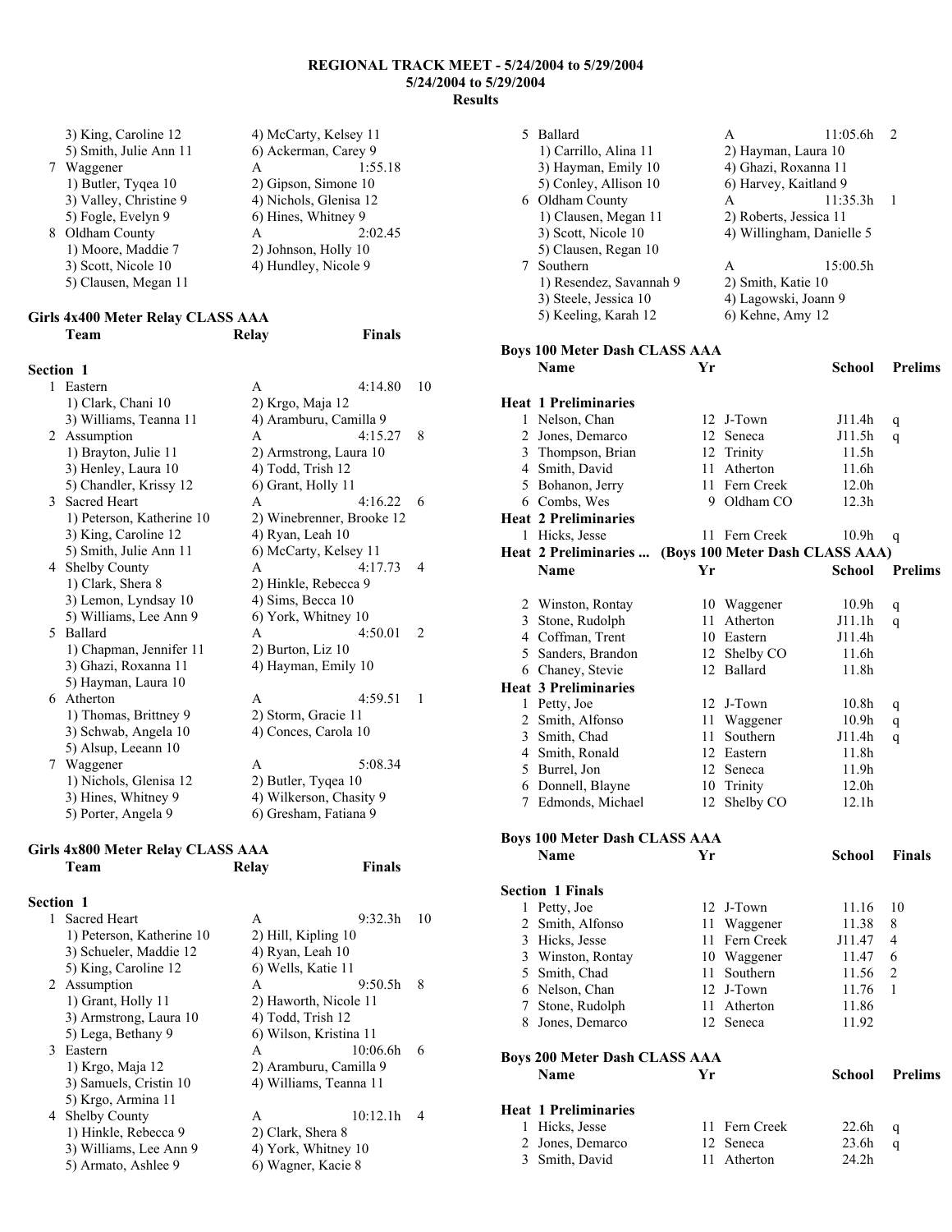**REGIONAL TRACK MEET - 5/24/2004 to 5/29/2004**
**5/24/2004 to 5/29/2004**
**Results**

```
    3) King, Caroline 12            4) McCarty, Kelsey 11
    5) Smith, Julie Ann 11          6) Ackerman, Carey 9
  7 Waggener                        A              1:55.18
    1) Butler, Tyqea 10             2) Gipson, Simone 10
    3) Valley, Christine 9          4) Nichols, Glenisa 12
    5) Fogle, Evelyn 9              6) Hines, Whitney 9
  8 Oldham County                   A              2:02.45
    1) Moore, Maddie 7              2) Johnson, Holly 10
    3) Scott, Nicole 10             4) Hundley, Nicole 9
    5) Clausen, Megan 11
```

### Girls 4x400 Meter Relay CLASS AAA

```
    Team                            Relay          Finals

Section  1
  1 Eastern                         A              4:14.80   10
    1) Clark, Chani 10              2) Krgo, Maja 12
    3) Williams, Teanna 11          4) Aramburu, Camilla 9
  2 Assumption                      A              4:15.27   8
    1) Brayton, Julie 11            2) Armstrong, Laura 10
    3) Henley, Laura 10             4) Todd, Trish 12
    5) Chandler, Krissy 12          6) Grant, Holly 11
  3 Sacred Heart                    A              4:16.22   6
    1) Peterson, Katherine 10       2) Winebrenner, Brooke 12
    3) King, Caroline 12            4) Ryan, Leah 10
    5) Smith, Julie Ann 11          6) McCarty, Kelsey 11
  4 Shelby County                   A              4:17.73   4
    1) Clark, Shera 8               2) Hinkle, Rebecca 9
    3) Lemon, Lyndsay 10            4) Sims, Becca 10
    5) Williams, Lee Ann 9          6) York, Whitney 10
  5 Ballard                         A              4:50.01   2
    1) Chapman, Jennifer 11         2) Burton, Liz 10
    3) Ghazi, Roxanna 11            4) Hayman, Emily 10
    5) Hayman, Laura 10
  6 Atherton                        A              4:59.51   1
    1) Thomas, Brittney 9           2) Storm, Gracie 11
    3) Schwab, Angela 10            4) Conces, Carola 10
    5) Alsup, Leeann 10
  7 Waggener                        A              5:08.34
    1) Nichols, Glenisa 12          2) Butler, Tyqea 10
    3) Hines, Whitney 9             4) Wilkerson, Chasity 9
    5) Porter, Angela 9             6) Gresham, Fatiana 9
```

### Girls 4x800 Meter Relay CLASS AAA

```
    Team                            Relay          Finals

Section  1
  1 Sacred Heart                    A              9:32.3h   10
    1) Peterson, Katherine 10       2) Hill, Kipling 10
    3) Schueler, Maddie 12          4) Ryan, Leah 10
    5) King, Caroline 12            6) Wells, Katie 11
  2 Assumption                      A              9:50.5h   8
    1) Grant, Holly 11              2) Haworth, Nicole 11
    3) Armstrong, Laura 10          4) Todd, Trish 12
    5) Lega, Bethany 9              6) Wilson, Kristina 11
  3 Eastern                         A              10:06.6h  6
    1) Krgo, Maja 12                2) Aramburu, Camilla 9
    3) Samuels, Cristin 10          4) Williams, Teanna 11
    5) Krgo, Armina 11
  4 Shelby County                   A              10:12.1h  4
    1) Hinkle, Rebecca 9            2) Clark, Shera 8
    3) Williams, Lee Ann 9          4) York, Whitney 10
    5) Armato, Ashlee 9             6) Wagner, Kacie 8
  5 Ballard                         A              11:05.6h  2
    1) Carrillo, Alina 11           2) Hayman, Laura 10
    3) Hayman, Emily 10             4) Ghazi, Roxanna 11
    5) Conley, Allison 10           6) Harvey, Kaitland 9
  6 Oldham County                   A              11:35.3h  1
    1) Clausen, Megan 11            2) Roberts, Jessica 11
    3) Scott, Nicole 10             4) Willingham, Danielle 5
    5) Clausen, Regan 10
  7 Southern                        A              15:00.5h
    1) Resendez, Savannah 9         2) Smith, Katie 10
    3) Steele, Jessica 10           4) Lagowski, Joann 9
    5) Keeling, Karah 12            6) Kehne, Amy 12
```

### Boys 100 Meter Dash CLASS AAA

```
    Name                    Yr  School        Prelims

Heat  1 Preliminaries
  1 Nelson, Chan            12  J-Town        J11.4h   q
  2 Jones, Demarco          12  Seneca        J11.5h   q
  3 Thompson, Brian         12  Trinity        11.5h
  4 Smith, David            11  Atherton       11.6h
  5 Bohanon, Jerry          11  Fern Creek     12.0h
  6 Combs, Wes               9  Oldham CO      12.3h
Heat  2 Preliminaries
  1 Hicks, Jesse            11  Fern Creek     10.9h   q
Heat  2 Preliminaries ...  (Boys 100 Meter Dash CLASS AAA)
    Name                    Yr  School        Prelims

  2 Winston, Rontay         10  Waggener       10.9h   q
  3 Stone, Rudolph          11  Atherton      J11.1h   q
  4 Coffman, Trent          10  Eastern       J11.4h
  5 Sanders, Brandon        12  Shelby CO      11.6h
  6 Chaney, Stevie          12  Ballard        11.8h
Heat  3 Preliminaries
  1 Petty, Joe              12  J-Town         10.8h   q
  2 Smith, Alfonso          11  Waggener       10.9h   q
  3 Smith, Chad             11  Southern      J11.4h   q
  4 Smith, Ronald           12  Eastern        11.8h
  5 Burrel, Jon             12  Seneca         11.9h
  6 Donnell, Blayne         10  Trinity        12.0h
  7 Edmonds, Michael        12  Shelby CO      12.1h
```

### Boys 100 Meter Dash CLASS AAA

```
    Name                    Yr  School        Finals

Section  1 Finals
  1 Petty, Joe              12  J-Town         11.16   10
  2 Smith, Alfonso          11  Waggener       11.38   8
  3 Hicks, Jesse            11  Fern Creek    J11.47   4
  3 Winston, Rontay         10  Waggener       11.47   6
  5 Smith, Chad             11  Southern       11.56   2
  6 Nelson, Chan            12  J-Town         11.76   1
  7 Stone, Rudolph          11  Atherton       11.86
  8 Jones, Demarco          12  Seneca         11.92
```

### Boys 200 Meter Dash CLASS AAA

```
    Name                    Yr  School        Prelims

Heat  1 Preliminaries
  1 Hicks, Jesse            11  Fern Creek     22.6h   q
  2 Jones, Demarco          12  Seneca         23.6h   q
  3 Smith, David            11  Atherton       24.2h
```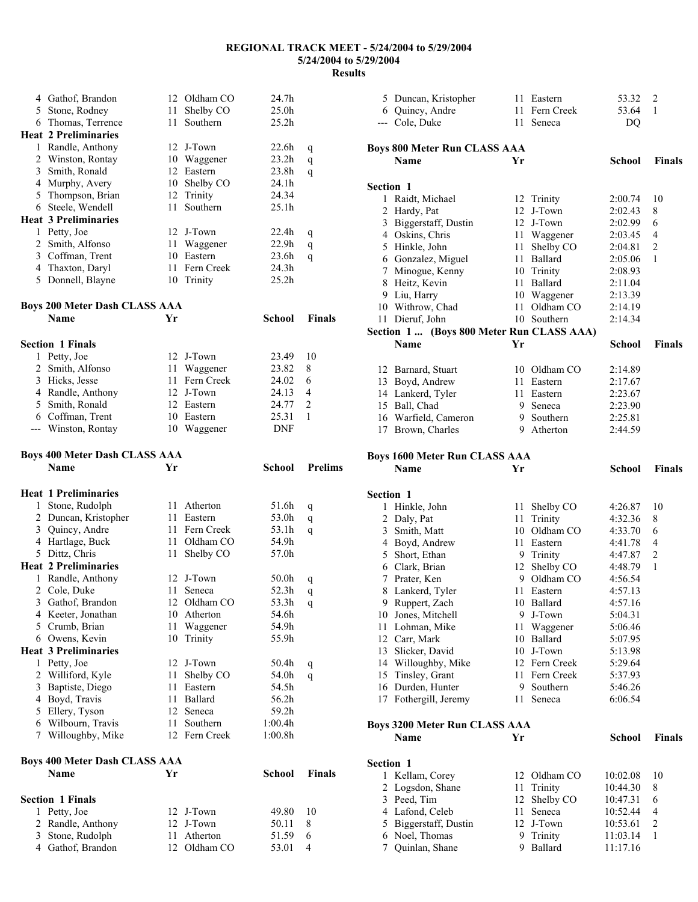# REGIONAL TRACK MEET - 5/24/2004 to 5/29/2004

**5/24/2004 to 5/29/2004**

**Results**

| | Name | Yr | School | Prelims | |
|---|---|---|---|---|---|
| 4 | Gathof, Brandon | 12 | Oldham CO | 24.7h | |
| 5 | Stone, Rodney | 11 | Shelby CO | 25.0h | |
| 6 | Thomas, Terrence | 11 | Southern | 25.2h | |
| **Heat 2 Preliminaries** | | | | | |
| 1 | Randle, Anthony | 12 | J-Town | 22.6h | q |
| 2 | Winston, Rontay | 10 | Waggener | 23.2h | q |
| 3 | Smith, Ronald | 12 | Eastern | 23.8h | q |
| 4 | Murphy, Avery | 10 | Shelby CO | 24.1h | |
| 5 | Thompson, Brian | 12 | Trinity | 24.34 | |
| 6 | Steele, Wendell | 11 | Southern | 25.1h | |
| **Heat 3 Preliminaries** | | | | | |
| 1 | Petty, Joe | 12 | J-Town | 22.4h | q |
| 2 | Smith, Alfonso | 11 | Waggener | 22.9h | q |
| 3 | Coffman, Trent | 10 | Eastern | 23.6h | q |
| 4 | Thaxton, Daryl | 11 | Fern Creek | 24.3h | |
| 5 | Donnell, Blayne | 10 | Trinity | 25.2h | |

## Boys 200 Meter Dash CLASS AAA

| | Name | Yr | School | Finals | |
|---|---|---|---|---|---|
| **Section 1 Finals** | | | | | |
| 1 | Petty, Joe | 12 | J-Town | 23.49 | 10 |
| 2 | Smith, Alfonso | 11 | Waggener | 23.82 | 8 |
| 3 | Hicks, Jesse | 11 | Fern Creek | 24.02 | 6 |
| 4 | Randle, Anthony | 12 | J-Town | 24.13 | 4 |
| 5 | Smith, Ronald | 12 | Eastern | 24.77 | 2 |
| 6 | Coffman, Trent | 10 | Eastern | 25.31 | 1 |
| --- | Winston, Rontay | 10 | Waggener | DNF | |

## Boys 400 Meter Dash CLASS AAA

| | Name | Yr | School | Prelims | |
|---|---|---|---|---|---|
| **Heat 1 Preliminaries** | | | | | |
| 1 | Stone, Rudolph | 11 | Atherton | 51.6h | q |
| 2 | Duncan, Kristopher | 11 | Eastern | 53.0h | q |
| 3 | Quincy, Andre | 11 | Fern Creek | 53.1h | q |
| 4 | Hartlage, Buck | 11 | Oldham CO | 54.9h | |
| 5 | Dittz, Chris | 11 | Shelby CO | 57.0h | |
| **Heat 2 Preliminaries** | | | | | |
| 1 | Randle, Anthony | 12 | J-Town | 50.0h | q |
| 2 | Cole, Duke | 11 | Seneca | 52.3h | q |
| 3 | Gathof, Brandon | 12 | Oldham CO | 53.3h | q |
| 4 | Keeter, Jonathan | 10 | Atherton | 54.6h | |
| 5 | Crumb, Brian | 11 | Waggener | 54.9h | |
| 6 | Owens, Kevin | 10 | Trinity | 55.9h | |
| **Heat 3 Preliminaries** | | | | | |
| 1 | Petty, Joe | 12 | J-Town | 50.4h | q |
| 2 | Williford, Kyle | 11 | Shelby CO | 54.0h | q |
| 3 | Baptiste, Diego | 11 | Eastern | 54.5h | |
| 4 | Boyd, Travis | 11 | Ballard | 56.2h | |
| 5 | Ellery, Tyson | 12 | Seneca | 59.2h | |
| 6 | Wilbourn, Travis | 11 | Southern | 1:00.4h | |
| 7 | Willoughby, Mike | 12 | Fern Creek | 1:00.8h | |

## Boys 400 Meter Dash CLASS AAA

| | Name | Yr | School | Finals | |
|---|---|---|---|---|---|
| **Section 1 Finals** | | | | | |
| 1 | Petty, Joe | 12 | J-Town | 49.80 | 10 |
| 2 | Randle, Anthony | 12 | J-Town | 50.11 | 8 |
| 3 | Stone, Rudolph | 11 | Atherton | 51.59 | 6 |
| 4 | Gathof, Brandon | 12 | Oldham CO | 53.01 | 4 |
| 5 | Duncan, Kristopher | 11 | Eastern | 53.32 | 2 |
| 6 | Quincy, Andre | 11 | Fern Creek | 53.64 | 1 |
| --- | Cole, Duke | 11 | Seneca | DQ | |

## Boys 800 Meter Run CLASS AAA

| | Name | Yr | School | Finals | |
|---|---|---|---|---|---|
| **Section 1** | | | | | |
| 1 | Raidt, Michael | 12 | Trinity | 2:00.74 | 10 |
| 2 | Hardy, Pat | 12 | J-Town | 2:02.43 | 8 |
| 3 | Biggerstaff, Dustin | 12 | J-Town | 2:02.99 | 6 |
| 4 | Oskins, Chris | 11 | Waggener | 2:03.45 | 4 |
| 5 | Hinkle, John | 11 | Shelby CO | 2:04.81 | 2 |
| 6 | Gonzalez, Miguel | 11 | Ballard | 2:05.06 | 1 |
| 7 | Minogue, Kenny | 10 | Trinity | 2:08.93 | |
| 8 | Heitz, Kevin | 11 | Ballard | 2:11.04 | |
| 9 | Liu, Harry | 10 | Waggener | 2:13.39 | |
| 10 | Withrow, Chad | 11 | Oldham CO | 2:14.19 | |
| 11 | Dieruf, John | 10 | Southern | 2:14.34 | |
| 12 | Barnard, Stuart | 10 | Oldham CO | 2:14.89 | |
| 13 | Boyd, Andrew | 11 | Eastern | 2:17.67 | |
| 14 | Lankerd, Tyler | 11 | Eastern | 2:23.67 | |
| 15 | Ball, Chad | 9 | Seneca | 2:23.90 | |
| 16 | Warfield, Cameron | 9 | Southern | 2:25.81 | |
| 17 | Brown, Charles | 9 | Atherton | 2:44.59 | |

## Boys 1600 Meter Run CLASS AAA

| | Name | Yr | School | Finals | |
|---|---|---|---|---|---|
| **Section 1** | | | | | |
| 1 | Hinkle, John | 11 | Shelby CO | 4:26.87 | 10 |
| 2 | Daly, Pat | 11 | Trinity | 4:32.36 | 8 |
| 3 | Smith, Matt | 10 | Oldham CO | 4:33.70 | 6 |
| 4 | Boyd, Andrew | 11 | Eastern | 4:41.78 | 4 |
| 5 | Short, Ethan | 9 | Trinity | 4:47.87 | 2 |
| 6 | Clark, Brian | 12 | Shelby CO | 4:48.79 | 1 |
| 7 | Prater, Ken | 9 | Oldham CO | 4:56.54 | |
| 8 | Lankerd, Tyler | 11 | Eastern | 4:57.13 | |
| 9 | Ruppert, Zach | 10 | Ballard | 4:57.16 | |
| 10 | Jones, Mitchell | 9 | J-Town | 5:04.31 | |
| 11 | Lohman, Mike | 11 | Waggener | 5:06.46 | |
| 12 | Carr, Mark | 10 | Ballard | 5:07.95 | |
| 13 | Slicker, David | 10 | J-Town | 5:13.98 | |
| 14 | Willoughby, Mike | 12 | Fern Creek | 5:29.64 | |
| 15 | Tinsley, Grant | 11 | Fern Creek | 5:37.93 | |
| 16 | Durden, Hunter | 9 | Southern | 5:46.26 | |
| 17 | Fothergill, Jeremy | 11 | Seneca | 6:06.54 | |

## Boys 3200 Meter Run CLASS AAA

| | Name | Yr | School | Finals | |
|---|---|---|---|---|---|
| **Section 1** | | | | | |
| 1 | Kellam, Corey | 12 | Oldham CO | 10:02.08 | 10 |
| 2 | Logsdon, Shane | 11 | Trinity | 10:44.30 | 8 |
| 3 | Peed, Tim | 12 | Shelby CO | 10:47.31 | 6 |
| 4 | Lafond, Celeb | 11 | Seneca | 10:52.44 | 4 |
| 5 | Biggerstaff, Dustin | 12 | J-Town | 10:53.61 | 2 |
| 6 | Noel, Thomas | 9 | Trinity | 11:03.14 | 1 |
| 7 | Quinlan, Shane | 9 | Ballard | 11:17.16 | |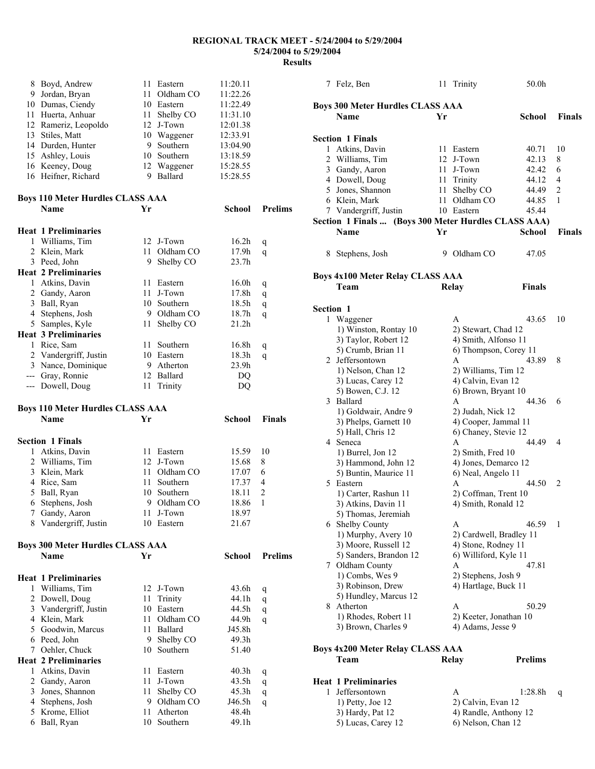# REGIONAL TRACK MEET - 5/24/2004 to 5/29/2004

## 5/24/2004 to 5/29/2004

## Results

| | Name | Yr | School | Finals | |
|---|---|---|---|---|---|
| 8 | Boyd, Andrew | 11 | Eastern | 11:20.11 | |
| 9 | Jordan, Bryan | 11 | Oldham CO | 11:22.26 | |
| 10 | Dumas, Ciendy | 10 | Eastern | 11:22.49 | |
| 11 | Huerta, Anhuar | 11 | Shelby CO | 11:31.10 | |
| 12 | Rameriz, Leopoldo | 12 | J-Town | 12:01.38 | |
| 13 | Stiles, Matt | 10 | Waggener | 12:33.91 | |
| 14 | Durden, Hunter | 9 | Southern | 13:04.90 | |
| 15 | Ashley, Louis | 10 | Southern | 13:18.59 | |
| 16 | Keeney, Doug | 12 | Waggener | 15:28.55 | |
| 16 | Heifner, Richard | 9 | Ballard | 15:28.55 | |

### Boys 110 Meter Hurdles CLASS AAA

| | Name | Yr | School | Prelims | |
|---|---|---|---|---|---|
| **Heat 1 Preliminaries** | | | | | |
| 1 | Williams, Tim | 12 | J-Town | 16.2h | q |
| 2 | Klein, Mark | 11 | Oldham CO | 17.9h | q |
| 3 | Peed, John | 9 | Shelby CO | 23.7h | |
| **Heat 2 Preliminaries** | | | | | |
| 1 | Atkins, Davin | 11 | Eastern | 16.0h | q |
| 2 | Gandy, Aaron | 11 | J-Town | 17.8h | q |
| 3 | Ball, Ryan | 10 | Southern | 18.5h | q |
| 4 | Stephens, Josh | 9 | Oldham CO | 18.7h | q |
| 5 | Samples, Kyle | 11 | Shelby CO | 21.2h | |
| **Heat 3 Preliminaries** | | | | | |
| 1 | Rice, Sam | 11 | Southern | 16.8h | q |
| 2 | Vandergriff, Justin | 10 | Eastern | 18.3h | q |
| 3 | Nance, Dominique | 9 | Atherton | 23.9h | |
| --- | Gray, Ronnie | 12 | Ballard | DQ | |
| --- | Dowell, Doug | 11 | Trinity | DQ | |

### Boys 110 Meter Hurdles CLASS AAA

| | Name | Yr | School | Finals | |
|---|---|---|---|---|---|
| **Section 1 Finals** | | | | | |
| 1 | Atkins, Davin | 11 | Eastern | 15.59 | 10 |
| 2 | Williams, Tim | 12 | J-Town | 15.68 | 8 |
| 3 | Klein, Mark | 11 | Oldham CO | 17.07 | 6 |
| 4 | Rice, Sam | 11 | Southern | 17.37 | 4 |
| 5 | Ball, Ryan | 10 | Southern | 18.11 | 2 |
| 6 | Stephens, Josh | 9 | Oldham CO | 18.86 | 1 |
| 7 | Gandy, Aaron | 11 | J-Town | 18.97 | |
| 8 | Vandergriff, Justin | 10 | Eastern | 21.67 | |

### Boys 300 Meter Hurdles CLASS AAA

| | Name | Yr | School | Prelims | |
|---|---|---|---|---|---|
| **Heat 1 Preliminaries** | | | | | |
| 1 | Williams, Tim | 12 | J-Town | 43.6h | q |
| 2 | Dowell, Doug | 11 | Trinity | 44.1h | q |
| 3 | Vandergriff, Justin | 10 | Eastern | 44.5h | q |
| 4 | Klein, Mark | 11 | Oldham CO | 44.9h | q |
| 5 | Goodwin, Marcus | 11 | Ballard | J45.8h | |
| 6 | Peed, John | 9 | Shelby CO | 49.3h | |
| 7 | Oehler, Chuck | 10 | Southern | 51.40 | |
| **Heat 2 Preliminaries** | | | | | |
| 1 | Atkins, Davin | 11 | Eastern | 40.3h | q |
| 2 | Gandy, Aaron | 11 | J-Town | 43.5h | q |
| 3 | Jones, Shannon | 11 | Shelby CO | 45.3h | q |
| 4 | Stephens, Josh | 9 | Oldham CO | J46.5h | q |
| 5 | Krome, Elliot | 11 | Atherton | 48.4h | |
| 6 | Ball, Ryan | 10 | Southern | 49.1h | |
| 7 | Felz, Ben | 11 | Trinity | 50.0h | |

### Boys 300 Meter Hurdles CLASS AAA

| | Name | Yr | School | Finals | |
|---|---|---|---|---|---|
| **Section 1 Finals** | | | | | |
| 1 | Atkins, Davin | 11 | Eastern | 40.71 | 10 |
| 2 | Williams, Tim | 12 | J-Town | 42.13 | 8 |
| 3 | Gandy, Aaron | 11 | J-Town | 42.42 | 6 |
| 4 | Dowell, Doug | 11 | Trinity | 44.12 | 4 |
| 5 | Jones, Shannon | 11 | Shelby CO | 44.49 | 2 |
| 6 | Klein, Mark | 11 | Oldham CO | 44.85 | 1 |
| 7 | Vandergriff, Justin | 10 | Eastern | 45.44 | |
| 8 | Stephens, Josh | 9 | Oldham CO | 47.05 | |

### Boys 4x100 Meter Relay CLASS AAA

| | Team | Relay | Finals | |
|---|---|---|---|---|
| **Section 1** | | | | |
| 1 | Waggener | A | 43.65 | 10 |
| | 1) Winston, Rontay 10 | 2) Stewart, Chad 12 | | |
| | 3) Taylor, Robert 12 | 4) Smith, Alfonso 11 | | |
| | 5) Crumb, Brian 11 | 6) Thompson, Corey 11 | | |
| 2 | Jeffersontown | A | 43.89 | 8 |
| | 1) Nelson, Chan 12 | 2) Williams, Tim 12 | | |
| | 3) Lucas, Carey 12 | 4) Calvin, Evan 12 | | |
| | 5) Bowen, C.J. 12 | 6) Brown, Bryant 10 | | |
| 3 | Ballard | A | 44.36 | 6 |
| | 1) Goldwair, Andre 9 | 2) Judah, Nick 12 | | |
| | 3) Phelps, Garnett 10 | 4) Cooper, Jammal 11 | | |
| | 5) Hall, Chris 12 | 6) Chaney, Stevie 12 | | |
| 4 | Seneca | A | 44.49 | 4 |
| | 1) Burrel, Jon 12 | 2) Smith, Fred 10 | | |
| | 3) Hammond, John 12 | 4) Jones, Demarco 12 | | |
| | 5) Buntin, Maurice 11 | 6) Neal, Angelo 11 | | |
| 5 | Eastern | A | 44.50 | 2 |
| | 1) Carter, Rashun 11 | 2) Coffman, Trent 10 | | |
| | 3) Atkins, Davin 11 | 4) Smith, Ronald 12 | | |
| | 5) Thomas, Jeremiah | | | |
| 6 | Shelby County | A | 46.59 | 1 |
| | 1) Murphy, Avery 10 | 2) Cardwell, Bradley 11 | | |
| | 3) Moore, Russell 12 | 4) Stone, Rodney 11 | | |
| | 5) Sanders, Brandon 12 | 6) Williford, Kyle 11 | | |
| 7 | Oldham County | A | 47.81 | |
| | 1) Combs, Wes 9 | 2) Stephens, Josh 9 | | |
| | 3) Robinson, Drew | 4) Hartlage, Buck 11 | | |
| | 5) Hundley, Marcus 12 | | | |
| 8 | Atherton | A | 50.29 | |
| | 1) Rhodes, Robert 11 | 2) Keeter, Jonathan 10 | | |
| | 3) Brown, Charles 9 | 4) Adams, Jesse 9 | | |

### Boys 4x200 Meter Relay CLASS AAA

| | Team | Relay | Prelims | |
|---|---|---|---|---|
| **Heat 1 Preliminaries** | | | | |
| 1 | Jeffersontown | A | 1:28.8h | q |
| | 1) Petty, Joe 12 | 2) Calvin, Evan 12 | | |
| | 3) Hardy, Pat 12 | 4) Randle, Anthony 12 | | |
| | 5) Lucas, Carey 12 | 6) Nelson, Chan 12 | | |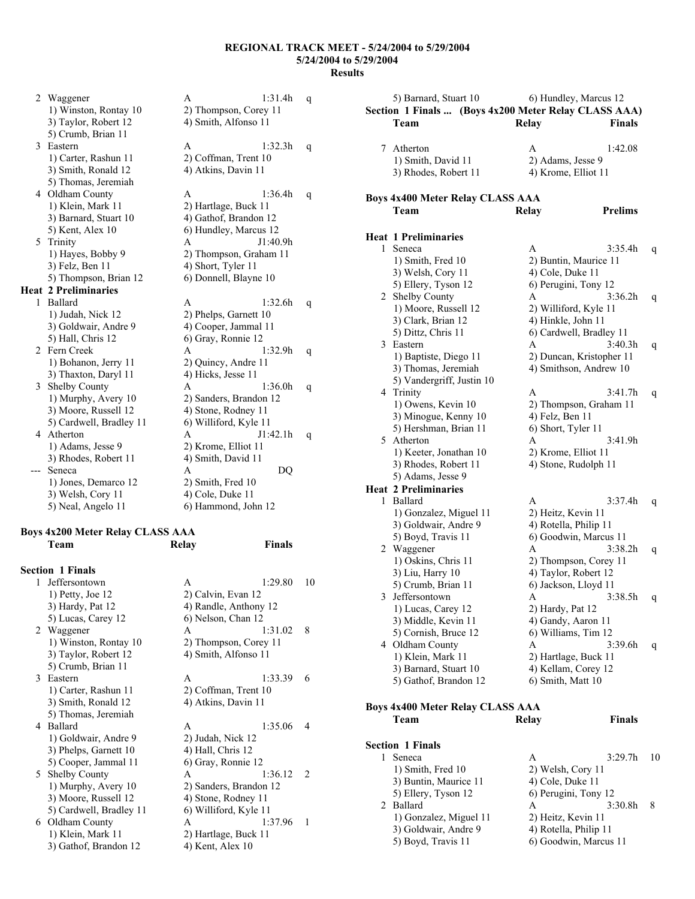**REGIONAL TRACK MEET - 5/24/2004 to 5/29/2004**
**5/24/2004 to 5/29/2004**
**Results**

```
  2 Waggener                          A                1:31.4h   q
     1) Winston, Rontay 10            2) Thompson, Corey 11
     3) Taylor, Robert 12             4) Smith, Alfonso 11
     5) Crumb, Brian 11
  3 Eastern                           A                1:32.3h   q
     1) Carter, Rashun 11             2) Coffman, Trent 10
     3) Smith, Ronald 12              4) Atkins, Davin 11
     5) Thomas, Jeremiah
  4 Oldham County                     A                1:36.4h   q
     1) Klein, Mark 11                2) Hartlage, Buck 11
     3) Barnard, Stuart 10            4) Gathof, Brandon 12
     5) Kent, Alex 10                 6) Hundley, Marcus 12
  5 Trinity                           A               J1:40.9h
     1) Hayes, Bobby 9                2) Thompson, Graham 11
     3) Felz, Ben 11                  4) Short, Tyler 11
     5) Thompson, Brian 12            6) Donnell, Blayne 10
Heat  2 Preliminaries
  1 Ballard                           A                1:32.6h   q
     1) Judah, Nick 12                2) Phelps, Garnett 10
     3) Goldwair, Andre 9             4) Cooper, Jammal 11
     5) Hall, Chris 12                6) Gray, Ronnie 12
  2 Fern Creek                        A                1:32.9h   q
     1) Bohanon, Jerry 11             2) Quincy, Andre 11
     3) Thaxton, Daryl 11             4) Hicks, Jesse 11
  3 Shelby County                     A                1:36.0h   q
     1) Murphy, Avery 10              2) Sanders, Brandon 12
     3) Moore, Russell 12             4) Stone, Rodney 11
     5) Cardwell, Bradley 11          6) Williford, Kyle 11
  4 Atherton                          A               J1:42.1h   q
     1) Adams, Jesse 9                2) Krome, Elliot 11
     3) Rhodes, Robert 11             4) Smith, David 11
 --- Seneca                           A                     DQ
     1) Jones, Demarco 12             2) Smith, Fred 10
     3) Welsh, Cory 11                4) Cole, Duke 11
     5) Neal, Angelo 11               6) Hammond, John 12
```

**Boys 4x200 Meter Relay CLASS AAA**

```
    Team                            Relay                 Finals

Section  1 Finals
  1 Jeffersontown                     A                1:29.80   10
     1) Petty, Joe 12                 2) Calvin, Evan 12
     3) Hardy, Pat 12                 4) Randle, Anthony 12
     5) Lucas, Carey 12               6) Nelson, Chan 12
  2 Waggener                          A                1:31.02   8
     1) Winston, Rontay 10            2) Thompson, Corey 11
     3) Taylor, Robert 12             4) Smith, Alfonso 11
     5) Crumb, Brian 11
  3 Eastern                           A                1:33.39   6
     1) Carter, Rashun 11             2) Coffman, Trent 10
     3) Smith, Ronald 12              4) Atkins, Davin 11
     5) Thomas, Jeremiah
  4 Ballard                           A                1:35.06   4
     1) Goldwair, Andre 9             2) Judah, Nick 12
     3) Phelps, Garnett 10            4) Hall, Chris 12
     5) Cooper, Jammal 11             6) Gray, Ronnie 12
  5 Shelby County                     A                1:36.12   2
     1) Murphy, Avery 10              2) Sanders, Brandon 12
     3) Moore, Russell 12             4) Stone, Rodney 11
     5) Cardwell, Bradley 11          6) Williford, Kyle 11
  6 Oldham County                     A                1:37.96   1
     1) Klein, Mark 11                2) Hartlage, Buck 11
     3) Gathof, Brandon 12            4) Kent, Alex 10
     5) Barnard, Stuart 10            6) Hundley, Marcus 12
Section  1 Finals ...  (Boys 4x200 Meter Relay CLASS AAA)
    Team                            Relay                 Finals

  7 Atherton                          A                1:42.08
     1) Smith, David 11               2) Adams, Jesse 9
     3) Rhodes, Robert 11             4) Krome, Elliot 11
```

**Boys 4x400 Meter Relay CLASS AAA**

```
    Team                            Relay                Prelims

Heat  1 Preliminaries
  1 Seneca                            A                3:35.4h   q
     1) Smith, Fred 10                2) Buntin, Maurice 11
     3) Welsh, Cory 11                4) Cole, Duke 11
     5) Ellery, Tyson 12              6) Perugini, Tony 12
  2 Shelby County                     A                3:36.2h   q
     1) Moore, Russell 12             2) Williford, Kyle 11
     3) Clark, Brian 12               4) Hinkle, John 11
     5) Dittz, Chris 11               6) Cardwell, Bradley 11
  3 Eastern                           A                3:40.3h   q
     1) Baptiste, Diego 11            2) Duncan, Kristopher 11
     3) Thomas, Jeremiah              4) Smithson, Andrew 10
     5) Vandergriff, Justin 10
  4 Trinity                           A                3:41.7h   q
     1) Owens, Kevin 10               2) Thompson, Graham 11
     3) Minogue, Kenny 10             4) Felz, Ben 11
     5) Hershman, Brian 11            6) Short, Tyler 11
  5 Atherton                          A                3:41.9h
     1) Keeter, Jonathan 10           2) Krome, Elliot 11
     3) Rhodes, Robert 11             4) Stone, Rudolph 11
     5) Adams, Jesse 9
Heat  2 Preliminaries
  1 Ballard                           A                3:37.4h   q
     1) Gonzalez, Miguel 11           2) Heitz, Kevin 11
     3) Goldwair, Andre 9             4) Rotella, Philip 11
     5) Boyd, Travis 11               6) Goodwin, Marcus 11
  2 Waggener                          A                3:38.2h   q
     1) Oskins, Chris 11              2) Thompson, Corey 11
     3) Liu, Harry 10                 4) Taylor, Robert 12
     5) Crumb, Brian 11               6) Jackson, Lloyd 11
  3 Jeffersontown                     A                3:38.5h   q
     1) Lucas, Carey 12               2) Hardy, Pat 12
     3) Middle, Kevin 11              4) Gandy, Aaron 11
     5) Cornish, Bruce 12             6) Williams, Tim 12
  4 Oldham County                     A                3:39.6h   q
     1) Klein, Mark 11                2) Hartlage, Buck 11
     3) Barnard, Stuart 10            4) Kellam, Corey 12
     5) Gathof, Brandon 12            6) Smith, Matt 10
```

**Boys 4x400 Meter Relay CLASS AAA**

```
    Team                            Relay                 Finals

Section  1 Finals
  1 Seneca                            A                3:29.7h   10
     1) Smith, Fred 10                2) Welsh, Cory 11
     3) Buntin, Maurice 11            4) Cole, Duke 11
     5) Ellery, Tyson 12              6) Perugini, Tony 12
  2 Ballard                           A                3:30.8h   8
     1) Gonzalez, Miguel 11           2) Heitz, Kevin 11
     3) Goldwair, Andre 9             4) Rotella, Philip 11
     5) Boyd, Travis 11               6) Goodwin, Marcus 11
```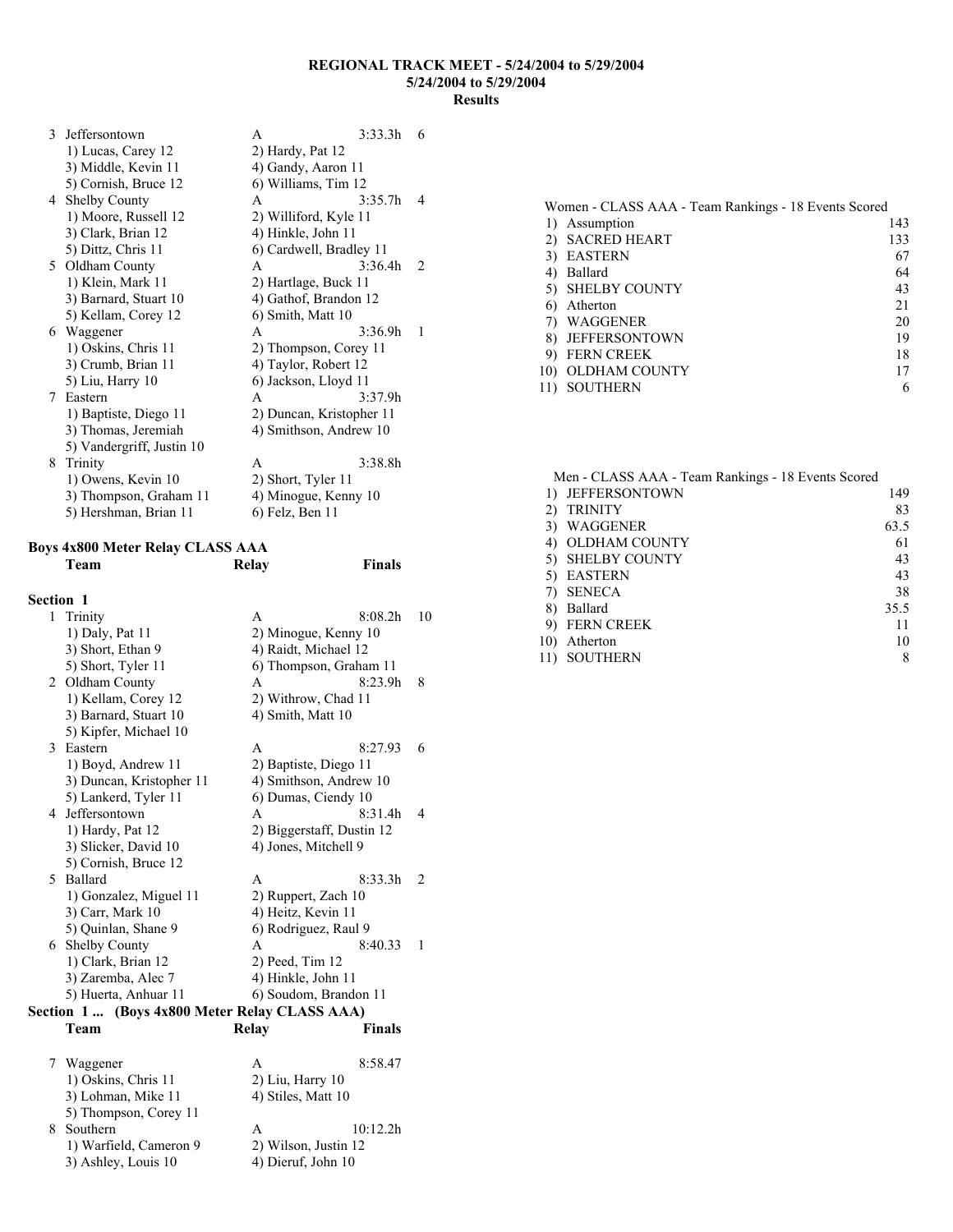**REGIONAL TRACK MEET - 5/24/2004 to 5/29/2004**
**5/24/2004 to 5/29/2004**
**Results**

| | | | | |
|---|---|---|---|---|
| 3 | Jeffersontown | A | 3:33.3h | 6 |
| | 1) Lucas, Carey 12 | 2) Hardy, Pat 12 | | |
| | 3) Middle, Kevin 11 | 4) Gandy, Aaron 11 | | |
| | 5) Cornish, Bruce 12 | 6) Williams, Tim 12 | | |
| 4 | Shelby County | A | 3:35.7h | 4 |
| | 1) Moore, Russell 12 | 2) Williford, Kyle 11 | | |
| | 3) Clark, Brian 12 | 4) Hinkle, John 11 | | |
| | 5) Dittz, Chris 11 | 6) Cardwell, Bradley 11 | | |
| 5 | Oldham County | A | 3:36.4h | 2 |
| | 1) Klein, Mark 11 | 2) Hartlage, Buck 11 | | |
| | 3) Barnard, Stuart 10 | 4) Gathof, Brandon 12 | | |
| | 5) Kellam, Corey 12 | 6) Smith, Matt 10 | | |
| 6 | Waggener | A | 3:36.9h | 1 |
| | 1) Oskins, Chris 11 | 2) Thompson, Corey 11 | | |
| | 3) Crumb, Brian 11 | 4) Taylor, Robert 12 | | |
| | 5) Liu, Harry 10 | 6) Jackson, Lloyd 11 | | |
| 7 | Eastern | A | 3:37.9h | |
| | 1) Baptiste, Diego 11 | 2) Duncan, Kristopher 11 | | |
| | 3) Thomas, Jeremiah | 4) Smithson, Andrew 10 | | |
| | 5) Vandergriff, Justin 10 | | | |
| 8 | Trinity | A | 3:38.8h | |
| | 1) Owens, Kevin 10 | 2) Short, Tyler 11 | | |
| | 3) Thompson, Graham 11 | 4) Minogue, Kenny 10 | | |
| | 5) Hershman, Brian 11 | 6) Felz, Ben 11 | | |

**Boys 4x800 Meter Relay CLASS AAA**

**Section 1**

| | Team | Relay | Finals | |
|---|---|---|---|---|
| 1 | Trinity | A | 8:08.2h | 10 |
| | 1) Daly, Pat 11 | 2) Minogue, Kenny 10 | | |
| | 3) Short, Ethan 9 | 4) Raidt, Michael 12 | | |
| | 5) Short, Tyler 11 | 6) Thompson, Graham 11 | | |
| 2 | Oldham County | A | 8:23.9h | 8 |
| | 1) Kellam, Corey 12 | 2) Withrow, Chad 11 | | |
| | 3) Barnard, Stuart 10 | 4) Smith, Matt 10 | | |
| | 5) Kipfer, Michael 10 | | | |
| 3 | Eastern | A | 8:27.93 | 6 |
| | 1) Boyd, Andrew 11 | 2) Baptiste, Diego 11 | | |
| | 3) Duncan, Kristopher 11 | 4) Smithson, Andrew 10 | | |
| | 5) Lankerd, Tyler 11 | 6) Dumas, Ciendy 10 | | |
| 4 | Jeffersontown | A | 8:31.4h | 4 |
| | 1) Hardy, Pat 12 | 2) Biggerstaff, Dustin 12 | | |
| | 3) Slicker, David 10 | 4) Jones, Mitchell 9 | | |
| | 5) Cornish, Bruce 12 | | | |
| 5 | Ballard | A | 8:33.3h | 2 |
| | 1) Gonzalez, Miguel 11 | 2) Ruppert, Zach 10 | | |
| | 3) Carr, Mark 10 | 4) Heitz, Kevin 11 | | |
| | 5) Quinlan, Shane 9 | 6) Rodriguez, Raul 9 | | |
| 6 | Shelby County | A | 8:40.33 | 1 |
| | 1) Clark, Brian 12 | 2) Peed, Tim 12 | | |
| | 3) Zaremba, Alec 7 | 4) Hinkle, John 11 | | |
| | 5) Huerta, Anhuar 11 | 6) Soudom, Brandon 11 | | |

**Section 1 ... (Boys 4x800 Meter Relay CLASS AAA)**

| | Team | Relay | Finals |
|---|---|---|---|
| 7 | Waggener | A | 8:58.47 |
| | 1) Oskins, Chris 11 | 2) Liu, Harry 10 | |
| | 3) Lohman, Mike 11 | 4) Stiles, Matt 10 | |
| | 5) Thompson, Corey 11 | | |
| 8 | Southern | A | 10:12.2h |
| | 1) Warfield, Cameron 9 | 2) Wilson, Justin 12 | |
| | 3) Ashley, Louis 10 | 4) Dieruf, John 10 | |

Women - CLASS AAA - Team Rankings - 18 Events Scored

| | | |
|---|---|---|
| 1) | Assumption | 143 |
| 2) | SACRED HEART | 133 |
| 3) | EASTERN | 67 |
| 4) | Ballard | 64 |
| 5) | SHELBY COUNTY | 43 |
| 6) | Atherton | 21 |
| 7) | WAGGENER | 20 |
| 8) | JEFFERSONTOWN | 19 |
| 9) | FERN CREEK | 18 |
| 10) | OLDHAM COUNTY | 17 |
| 11) | SOUTHERN | 6 |

Men - CLASS AAA - Team Rankings - 18 Events Scored

| | | |
|---|---|---|
| 1) | JEFFERSONTOWN | 149 |
| 2) | TRINITY | 83 |
| 3) | WAGGENER | 63.5 |
| 4) | OLDHAM COUNTY | 61 |
| 5) | SHELBY COUNTY | 43 |
| 5) | EASTERN | 43 |
| 7) | SENECA | 38 |
| 8) | Ballard | 35.5 |
| 9) | FERN CREEK | 11 |
| 10) | Atherton | 10 |
| 11) | SOUTHERN | 8 |